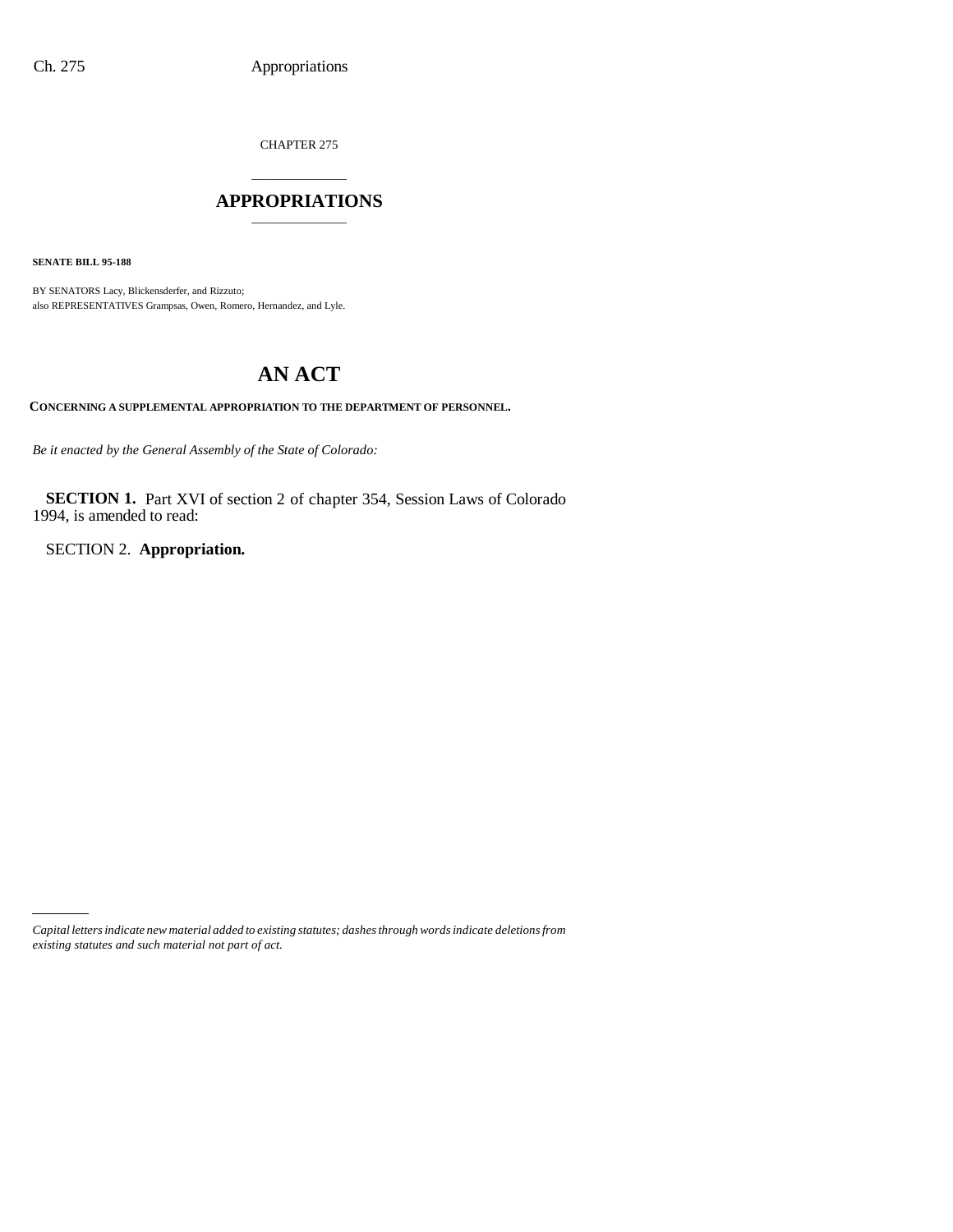CHAPTER 275

# APPROPRIATIONS

**SENATE BILL 95-188**

BY SENATORS Lacy, Blickensderfer, and Rizzuto;
also REPRESENTATIVES Grampsas, Owen, Romero, Hernandez, and Lyle.

# AN ACT

**CONCERNING A SUPPLEMENTAL APPROPRIATION TO THE DEPARTMENT OF PERSONNEL.**

*Be it enacted by the General Assembly of the State of Colorado:*

**SECTION 1.** Part XVI of section 2 of chapter 354, Session Laws of Colorado 1994, is amended to read:

SECTION 2. **Appropriation.**

*Capital letters indicate new material added to existing statutes; dashes through words indicate deletions from existing statutes and such material not part of act.*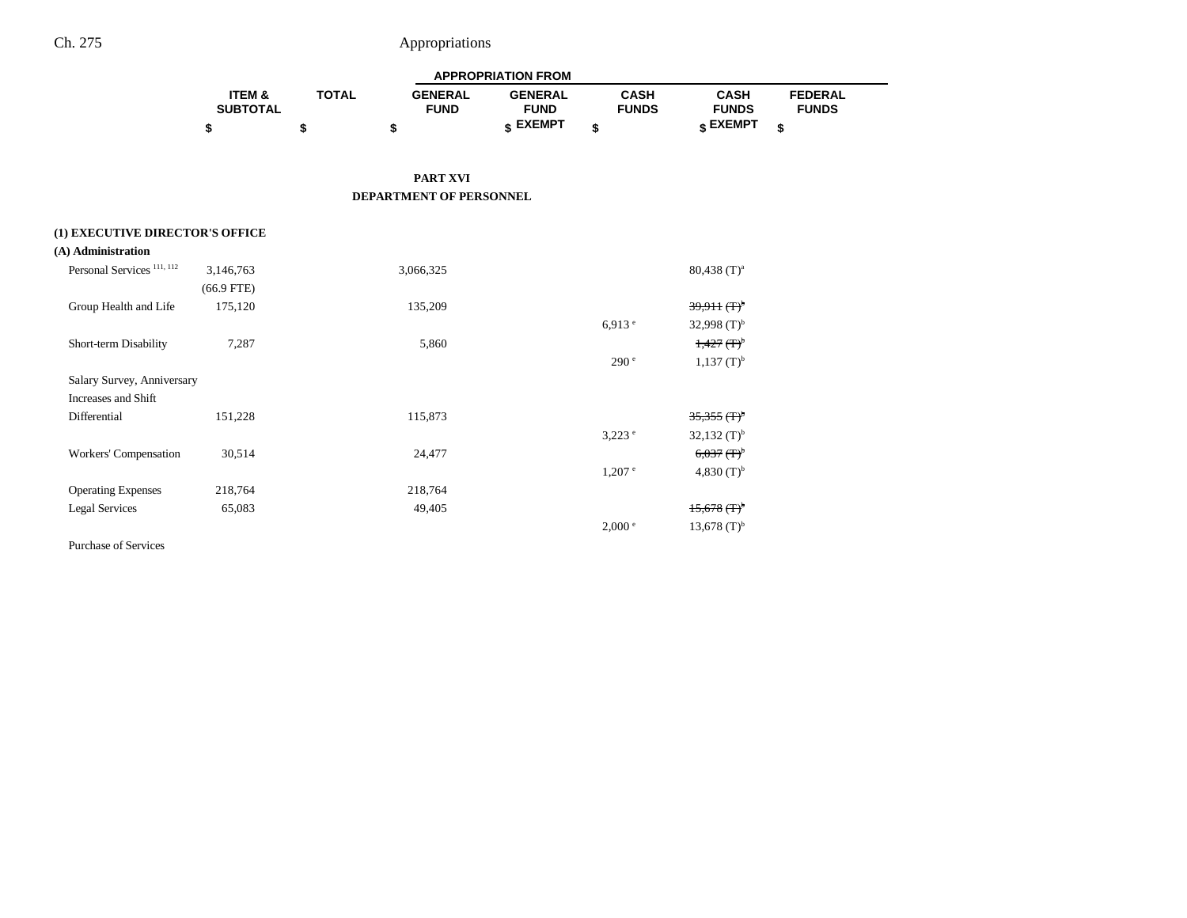## PART XVI
## DEPARTMENT OF PERSONNEL

| | ITEM & SUBTOTAL | TOTAL | GENERAL FUND | GENERAL FUND EXEMPT | CASH FUNDS | CASH FUNDS EXEMPT | FEDERAL FUNDS |
|---|---|---|---|---|---|---|---|
| | $ | $ | $ | $ | $ | $ | $ |
| **(1) EXECUTIVE DIRECTOR'S OFFICE** | | | | | | | |
| **(A) Administration** | | | | | | | |
| Personal Services [111, 112] | 3,146,763 | | 3,066,325 | | | 80,438 (T)[a] | |
| | (66.9 FTE) | | | | | | |
| Group Health and Life | 175,120 | | 135,209 | | | ~~39,911 (T)[b]~~ | |
| | | | | | 6,913 [e] | 32,998 (T)[b] | |
| Short-term Disability | 7,287 | | 5,860 | | | ~~1,427 (T)[b]~~ | |
| | | | | | 290 [e] | 1,137 (T)[b] | |
| Salary Survey, Anniversary Increases and Shift Differential | 151,228 | | 115,873 | | | ~~35,355 (T)[b]~~ | |
| | | | | | 3,223 [e] | 32,132 (T)[b] | |
| Workers' Compensation | 30,514 | | 24,477 | | | ~~6,037 (T)[b]~~ | |
| | | | | | 1,207 [e] | 4,830 (T)[b] | |
| Operating Expenses | 218,764 | | 218,764 | | | | |
| Legal Services | 65,083 | | 49,405 | | | ~~15,678 (T)[b]~~ | |
| | | | | | 2,000 [e] | 13,678 (T)[b] | |
| Purchase of Services | | | | | | | |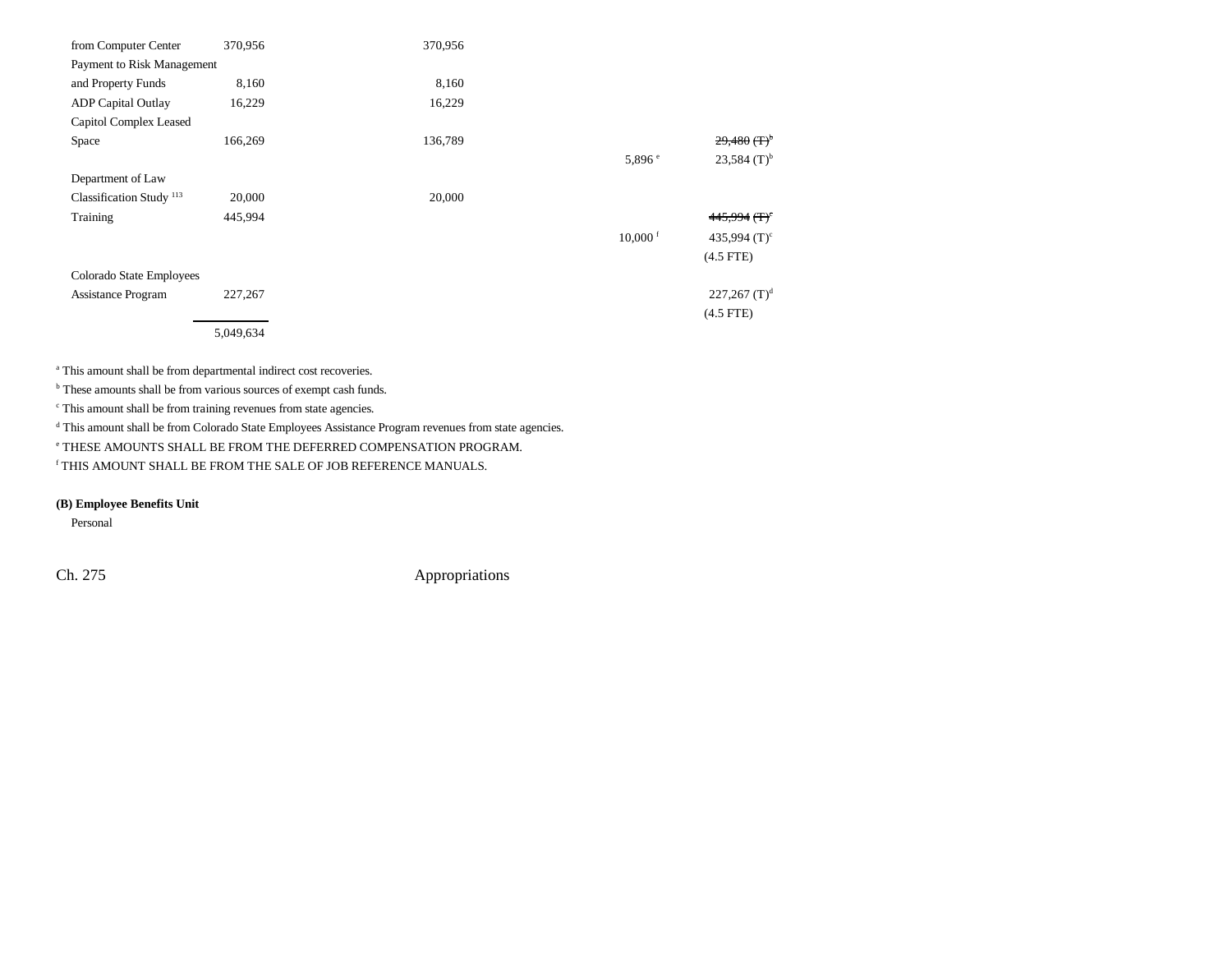| | | | | | |
|---|---|---|---|---|---|
| from Computer Center | 370,956 | 370,956 | | | |
| Payment to Risk Management and Property Funds | 8,160 | 8,160 | | | |
| ADP Capital Outlay | 16,229 | 16,229 | | | |
| Capitol Complex Leased Space | 166,269 | 136,789 | | | ~~29,480 (T)[b]~~ |
| | | | | 5,896 [e] | 23,584 (T)[b] |
| Department of Law Classification Study [113] | 20,000 | 20,000 | | | |
| Training | 445,994 | | | | ~~445,994 (T)[c]~~ |
| | | | | 10,000 [f] | 435,994 (T)[c] |
| | | | | | (4.5 FTE) |
| Colorado State Employees Assistance Program | 227,267 | | | | 227,267 (T)[d] |
| | | | | | (4.5 FTE) |
| | 5,049,634 | | | | |

[a] This amount shall be from departmental indirect cost recoveries.

[b] These amounts shall be from various sources of exempt cash funds.

[c] This amount shall be from training revenues from state agencies.

[d] This amount shall be from Colorado State Employees Assistance Program revenues from state agencies.

[e] THESE AMOUNTS SHALL BE FROM THE DEFERRED COMPENSATION PROGRAM.

[f] THIS AMOUNT SHALL BE FROM THE SALE OF JOB REFERENCE MANUALS.

**(B) Employee Benefits Unit**

Personal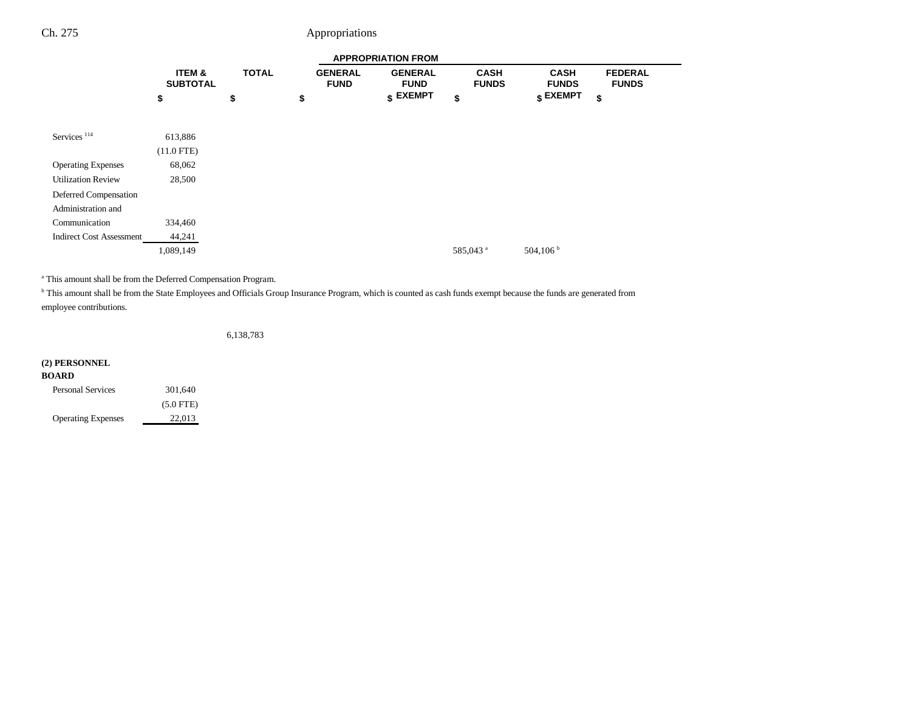| | ITEM & SUBTOTAL | TOTAL | GENERAL FUND | GENERAL FUND EXEMPT | CASH FUNDS | CASH FUNDS EXEMPT | FEDERAL FUNDS |
|---|---|---|---|---|---|---|---|
| | | | APPROPRIATION FROM | | | | |
| | $ | $ | $ | $ | $ | $ | $ |
| Services [114] | 613,886 | | | | | | |
| | (11.0 FTE) | | | | | | |
| Operating Expenses | 68,062 | | | | | | |
| Utilization Review | 28,500 | | | | | | |
| Deferred Compensation Administration and Communication | 334,460 | | | | | | |
| Indirect Cost Assessment | 44,241 | | | | | | |
| | 1,089,149 | | | | 585,043[a] | 504,106[b] | |

[a] This amount shall be from the Deferred Compensation Program.

[b] This amount shall be from the State Employees and Officials Group Insurance Program, which is counted as cash funds exempt because the funds are generated from employee contributions.

| | ITEM & SUBTOTAL | TOTAL | GENERAL FUND | GENERAL FUND EXEMPT | CASH FUNDS | CASH FUNDS EXEMPT | FEDERAL FUNDS |
|---|---|---|---|---|---|---|---|
| | | 6,138,783 | | | | | |
| **(2) PERSONNEL BOARD** | | | | | | | |
| Personal Services | 301,640 | | | | | | |
| | (5.0 FTE) | | | | | | |
| Operating Expenses | 22,013 | | | | | | |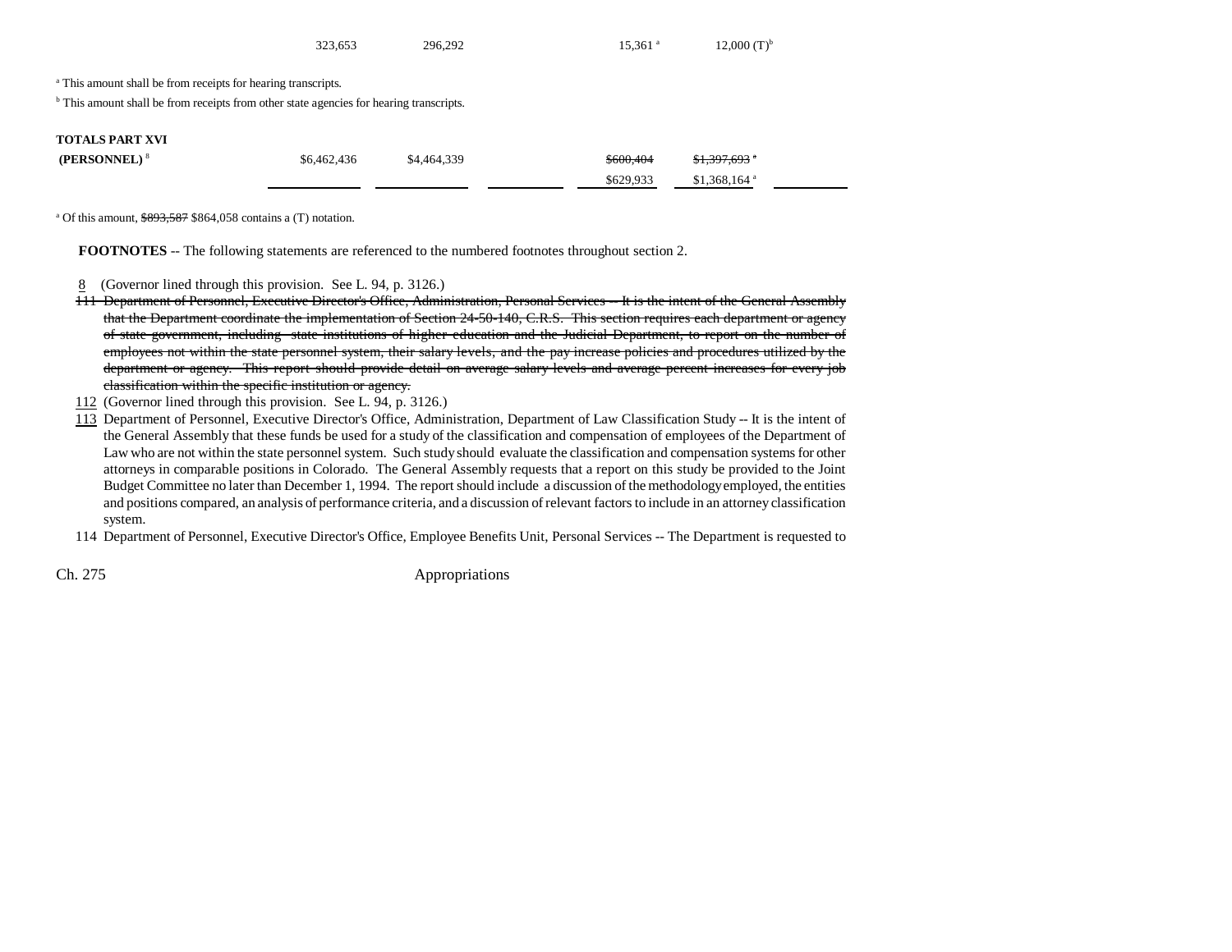| | | | | | | |
|---|---|---|---|---|---|---|
| | 323,653 | 296,292 | | 15,361 [a] | 12,000 (T)[b] | |

[a] This amount shall be from receipts for hearing transcripts.

[b] This amount shall be from receipts from other state agencies for hearing transcripts.

| | | | | | | |
|---|---|---|---|---|---|---|
| **TOTALS PART XVI** | | | | | | |
| **(PERSONNEL)** [8] | $6,462,436 | $4,464,339 | | ~~$600,404~~ | ~~$1,397,693 [a]~~ | |
| | | | | $629,933 | $1,368,164 [a] | |

[a] Of this amount, ~~$893,587~~ $864,058 contains a (T) notation.

**FOOTNOTES** -- The following statements are referenced to the numbered footnotes throughout section 2.

8 (Governor lined through this provision. See L. 94, p. 3126.)

~~111 Department of Personnel, Executive Director's Office, Administration, Personal Services -- It is the intent of the General Assembly that the Department coordinate the implementation of Section 24-50-140, C.R.S. This section requires each department or agency of state government, including state institutions of higher education and the Judicial Department, to report on the number of employees not within the state personnel system, their salary levels, and the pay increase policies and procedures utilized by the department or agency. This report should provide detail on average salary levels and average percent increases for every job classification within the specific institution or agency.~~

112 (Governor lined through this provision. See L. 94, p. 3126.)

113 Department of Personnel, Executive Director's Office, Administration, Department of Law Classification Study -- It is the intent of the General Assembly that these funds be used for a study of the classification and compensation of employees of the Department of Law who are not within the state personnel system. Such study should evaluate the classification and compensation systems for other attorneys in comparable positions in Colorado. The General Assembly requests that a report on this study be provided to the Joint Budget Committee no later than December 1, 1994. The report should include a discussion of the methodology employed, the entities and positions compared, an analysis of performance criteria, and a discussion of relevant factors to include in an attorney classification system.

114 Department of Personnel, Executive Director's Office, Employee Benefits Unit, Personal Services -- The Department is requested to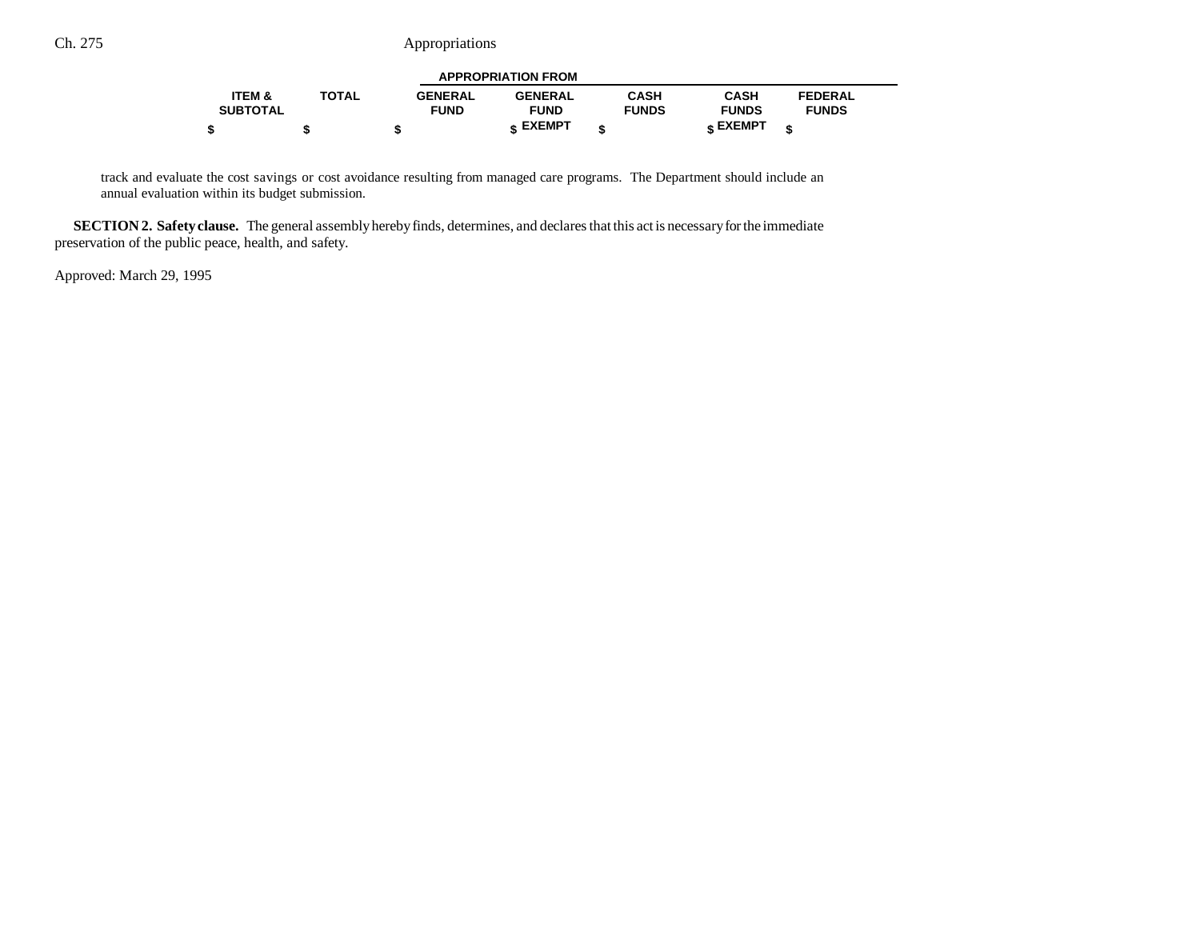| ITEM & SUBTOTAL | TOTAL | APPROPRIATION FROM GENERAL FUND | GENERAL FUND EXEMPT | CASH FUNDS | CASH FUNDS EXEMPT | FEDERAL FUNDS |
|---|---|---|---|---|---|---|
| $ | $ | $ | $ | $ | $ | $ |

track and evaluate the cost savings or cost avoidance resulting from managed care programs. The Department should include an annual evaluation within its budget submission.

**SECTION 2. Safety clause.** The general assembly hereby finds, determines, and declares that this act is necessary for the immediate preservation of the public peace, health, and safety.

Approved: March 29, 1995